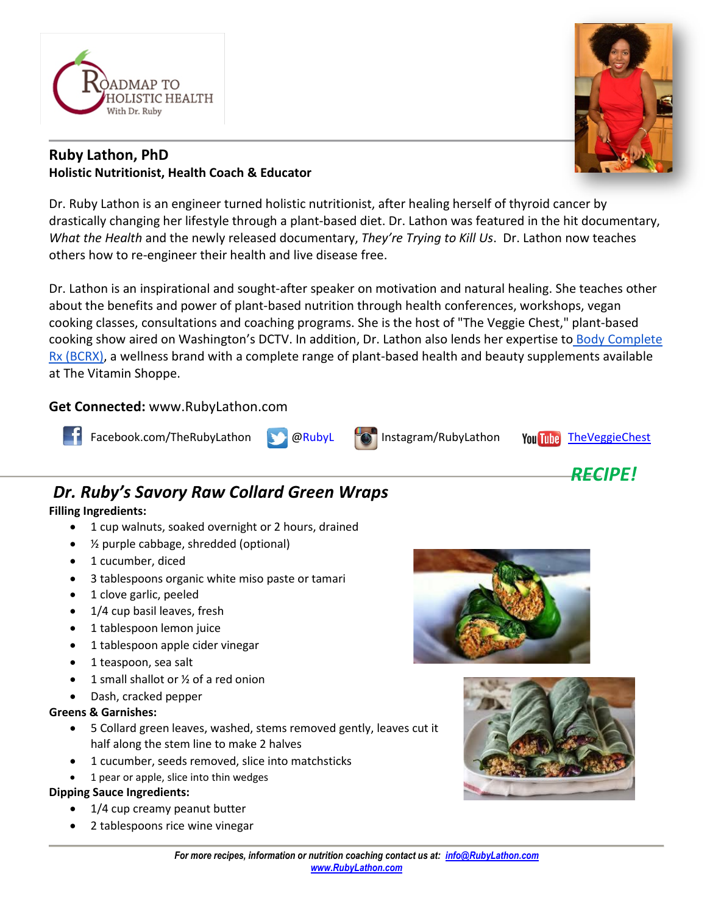ROADMAP TO HOLISTIC HEALTH
With Dr. Ruby

**Ruby Lathon, PhD**
**Holistic Nutritionist, Health Coach & Educator**

Dr. Ruby Lathon is an engineer turned holistic nutritionist, after healing herself of thyroid cancer by drastically changing her lifestyle through a plant-based diet. Dr. Lathon was featured in the hit documentary, *What the Health* and the newly released documentary, *They're Trying to Kill Us*. Dr. Lathon now teaches others how to re-engineer their health and live disease free.

Dr. Lathon is an inspirational and sought-after speaker on motivation and natural healing. She teaches other about the benefits and power of plant-based nutrition through health conferences, workshops, vegan cooking classes, consultations and coaching programs. She is the host of "The Veggie Chest," plant-based cooking show aired on Washington's DCTV. In addition, Dr. Lathon also lends her expertise to Body Complete Rx (BCRX), a wellness brand with a complete range of plant-based health and beauty supplements available at The Vitamin Shoppe.

**Get Connected:** www.RubyLathon.com

Facebook.com/TheRubyLathon | @RubyL | Instagram/RubyLathon | YouTube TheVeggieChest

***RECIPE!***

## *Dr. Ruby's Savory Raw Collard Green Wraps*

**Filling Ingredients:**

- 1 cup walnuts, soaked overnight or 2 hours, drained
- ½ purple cabbage, shredded (optional)
- 1 cucumber, diced
- 3 tablespoons organic white miso paste or tamari
- 1 clove garlic, peeled
- 1/4 cup basil leaves, fresh
- 1 tablespoon lemon juice
- 1 tablespoon apple cider vinegar
- 1 teaspoon, sea salt
- 1 small shallot or ½ of a red onion
- Dash, cracked pepper

**Greens & Garnishes:**

- 5 Collard green leaves, washed, stems removed gently, leaves cut it half along the stem line to make 2 halves
- 1 cucumber, seeds removed, slice into matchsticks
- 1 pear or apple, slice into thin wedges

**Dipping Sauce Ingredients:**

- 1/4 cup creamy peanut butter
- 2 tablespoons rice wine vinegar

*For more recipes, information or nutrition coaching contact us at: info@RubyLathon.com*
*www.RubyLathon.com*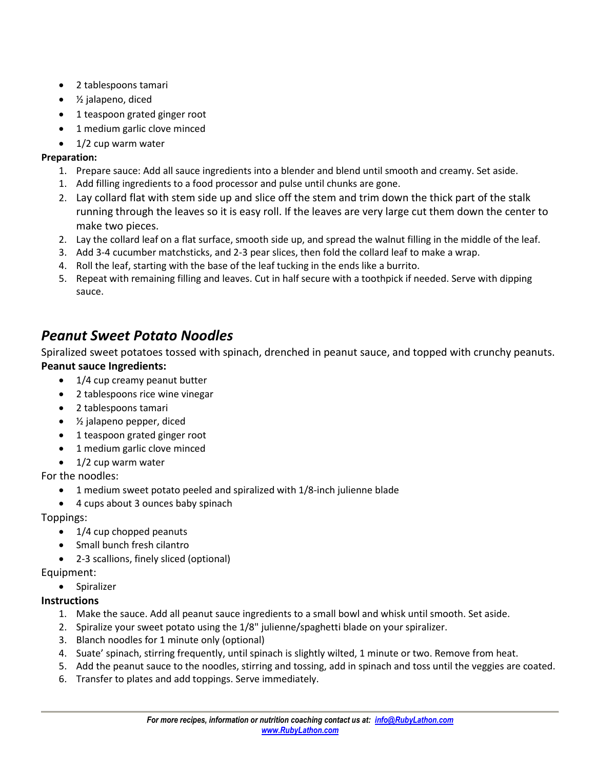- 2 tablespoons tamari
- ½ jalapeno, diced
- 1 teaspoon grated ginger root
- 1 medium garlic clove minced
- 1/2 cup warm water

**Preparation:**

1. Prepare sauce: Add all sauce ingredients into a blender and blend until smooth and creamy. Set aside.
1. Add filling ingredients to a food processor and pulse until chunks are gone.
2. Lay collard flat with stem side up and slice off the stem and trim down the thick part of the stalk running through the leaves so it is easy roll. If the leaves are very large cut them down the center to make two pieces.
2. Lay the collard leaf on a flat surface, smooth side up, and spread the walnut filling in the middle of the leaf.
3. Add 3-4 cucumber matchsticks, and 2-3 pear slices, then fold the collard leaf to make a wrap.
4. Roll the leaf, starting with the base of the leaf tucking in the ends like a burrito.
5. Repeat with remaining filling and leaves. Cut in half secure with a toothpick if needed. Serve with dipping sauce.

## *Peanut Sweet Potato Noodles*

Spiralized sweet potatoes tossed with spinach, drenched in peanut sauce, and topped with crunchy peanuts.

**Peanut sauce Ingredients:**

- 1/4 cup creamy peanut butter
- 2 tablespoons rice wine vinegar
- 2 tablespoons tamari
- ½ jalapeno pepper, diced
- 1 teaspoon grated ginger root
- 1 medium garlic clove minced
- 1/2 cup warm water

For the noodles:

- 1 medium sweet potato peeled and spiralized with 1/8-inch julienne blade
- 4 cups about 3 ounces baby spinach

Toppings:

- 1/4 cup chopped peanuts
- Small bunch fresh cilantro
- 2-3 scallions, finely sliced (optional)

Equipment:

- Spiralizer

**Instructions**

1. Make the sauce. Add all peanut sauce ingredients to a small bowl and whisk until smooth. Set aside.
2. Spiralize your sweet potato using the 1/8" julienne/spaghetti blade on your spiralizer.
3. Blanch noodles for 1 minute only (optional)
4. Suate' spinach, stirring frequently, until spinach is slightly wilted, 1 minute or two. Remove from heat.
5. Add the peanut sauce to the noodles, stirring and tossing, add in spinach and toss until the veggies are coated.
6. Transfer to plates and add toppings. Serve immediately.

*For more recipes, information or nutrition coaching contact us at: info@RubyLathon.com*
*www.RubyLathon.com*